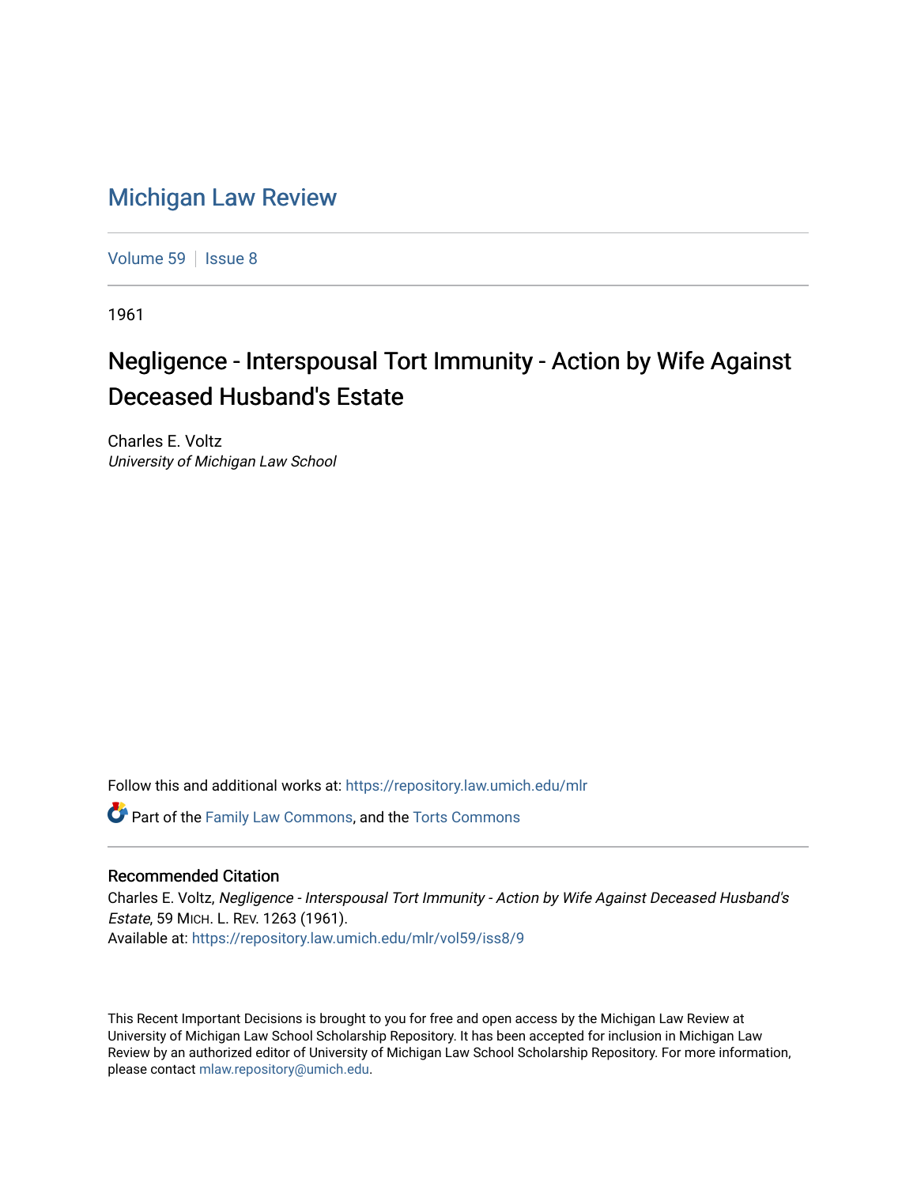# Michigan Law Review

Volume 59 | Issue 8

1961

## Negligence - Interspousal Tort Immunity - Action by Wife Against Deceased Husband's Estate

Charles E. Voltz
*University of Michigan Law School*

Follow this and additional works at: https://repository.law.umich.edu/mlr

Part of the Family Law Commons, and the Torts Commons

### Recommended Citation

Charles E. Voltz, *Negligence - Interspousal Tort Immunity - Action by Wife Against Deceased Husband's Estate*, 59 MICH. L. REV. 1263 (1961).
Available at: https://repository.law.umich.edu/mlr/vol59/iss8/9

This Recent Important Decisions is brought to you for free and open access by the Michigan Law Review at University of Michigan Law School Scholarship Repository. It has been accepted for inclusion in Michigan Law Review by an authorized editor of University of Michigan Law School Scholarship Repository. For more information, please contact mlaw.repository@umich.edu.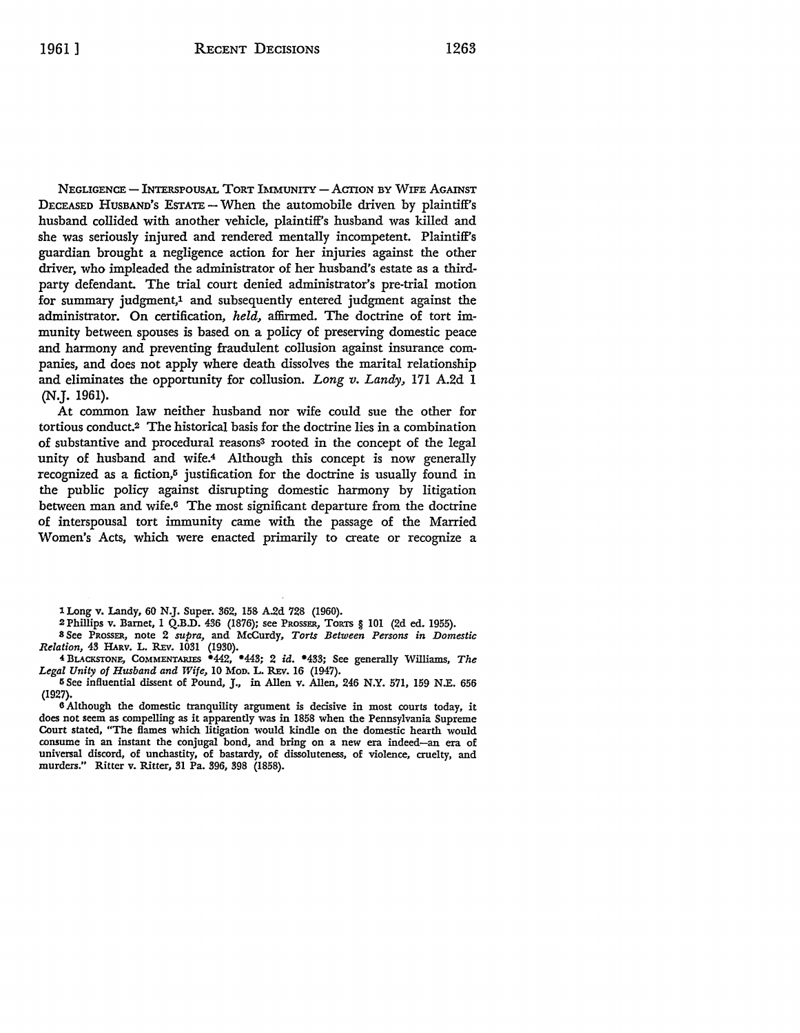NEGLIGENCE — INTERSPOUSAL TORT IMMUNITY — ACTION BY WIFE AGAINST DECEASED HUSBAND'S ESTATE — When the automobile driven by plaintiff's husband collided with another vehicle, plaintiff's husband was killed and she was seriously injured and rendered mentally incompetent. Plaintiff's guardian brought a negligence action for her injuries against the other driver, who impleaded the administrator of her husband's estate as a third-party defendant. The trial court denied administrator's pre-trial motion for summary judgment,[1] and subsequently entered judgment against the administrator. On certification, *held,* affirmed. The doctrine of tort immunity between spouses is based on a policy of preserving domestic peace and harmony and preventing fraudulent collusion against insurance companies, and does not apply where death dissolves the marital relationship and eliminates the opportunity for collusion. *Long v. Landy,* 171 A.2d 1 (N.J. 1961).

At common law neither husband nor wife could sue the other for tortious conduct.[2] The historical basis for the doctrine lies in a combination of substantive and procedural reasons[3] rooted in the concept of the legal unity of husband and wife.[4] Although this concept is now generally recognized as a fiction,[5] justification for the doctrine is usually found in the public policy against disrupting domestic harmony by litigation between man and wife.[6] The most significant departure from the doctrine of interspousal tort immunity came with the passage of the Married Women's Acts, which were enacted primarily to create or recognize a

---

[1] Long v. Landy, 60 N.J. Super. 362, 158 A.2d 728 (1960).

[2] Phillips v. Barnet, 1 Q.B.D. 436 (1876); see PROSSER, TORTS § 101 (2d ed. 1955).

[3] See PROSSER, note 2 *supra,* and McCurdy, *Torts Between Persons in Domestic Relation,* 43 HARV. L. REV. 1031 (1930).

[4] BLACKSTONE, COMMENTARIES \*442, \*443; 2 *id.* \*433; See generally Williams, *The Legal Unity of Husband and Wife,* 10 MOD. L. REV. 16 (1947).

[5] See influential dissent of Pound, J., in Allen v. Allen, 246 N.Y. 571, 159 N.E. 656 (1927).

[6] Although the domestic tranquility argument is decisive in most courts today, it does not seem as compelling as it apparently was in 1858 when the Pennsylvania Supreme Court stated, "The flames which litigation would kindle on the domestic hearth would consume in an instant the conjugal bond, and bring on a new era indeed—an era of universal discord, of unchastity, of bastardy, of dissoluteness, of violence, cruelty, and murders." Ritter v. Ritter, 31 Pa. 396, 398 (1858).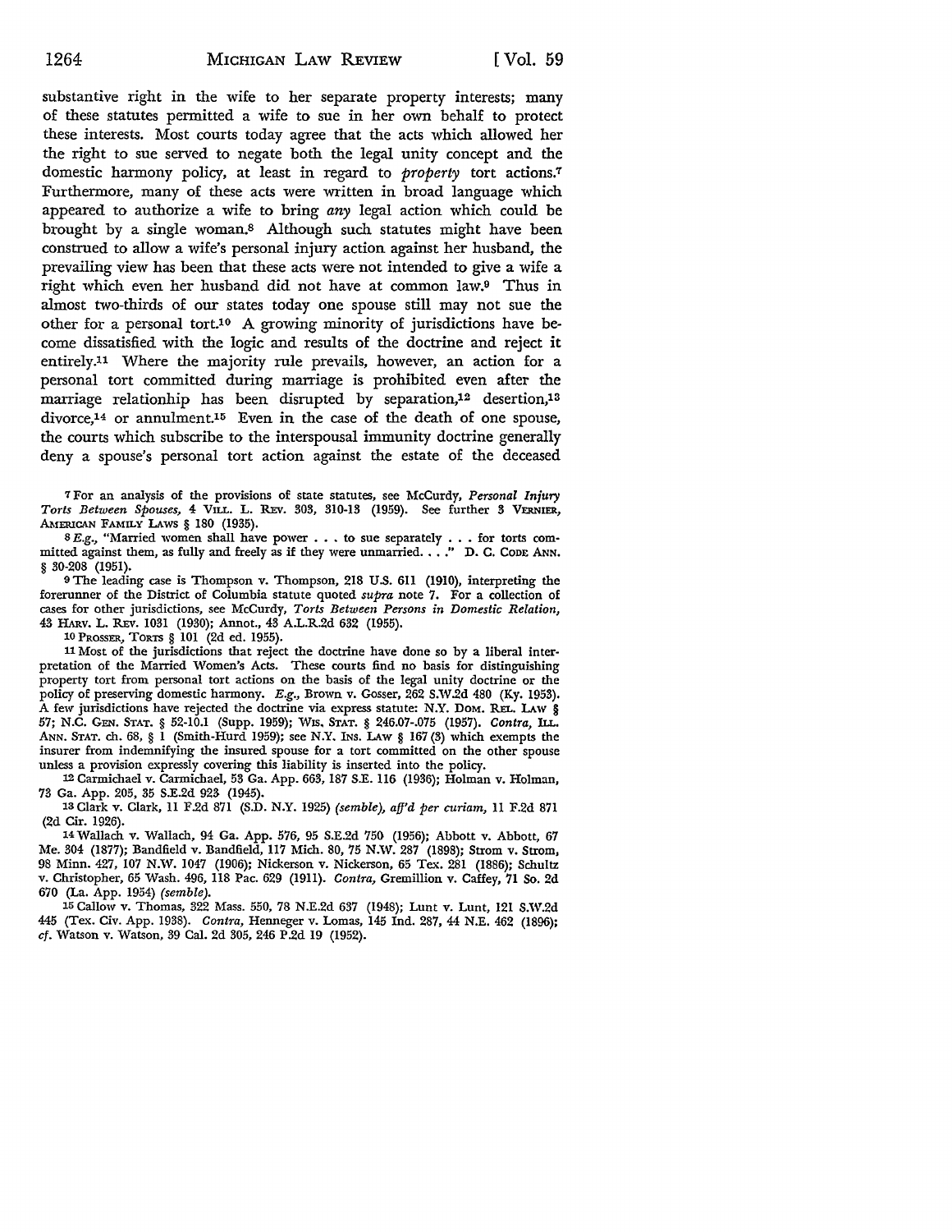substantive right in the wife to her separate property interests; many of these statutes permitted a wife to sue in her own behalf to protect these interests. Most courts today agree that the acts which allowed her the right to sue served to negate both the legal unity concept and the domestic harmony policy, at least in regard to *property* tort actions.[7] Furthermore, many of these acts were written in broad language which appeared to authorize a wife to bring *any* legal action which could be brought by a single woman.[8] Although such statutes might have been construed to allow a wife's personal injury action against her husband, the prevailing view has been that these acts were not intended to give a wife a right which even her husband did not have at common law.[9] Thus in almost two-thirds of our states today one spouse still may not sue the other for a personal tort.[10] A growing minority of jurisdictions have become dissatisfied with the logic and results of the doctrine and reject it entirely.[11] Where the majority rule prevails, however, an action for a personal tort committed during marriage is prohibited even after the marriage relationhip has been disrupted by separation,[12] desertion,[13] divorce,[14] or annulment.[15] Even in the case of the death of one spouse, the courts which subscribe to the interspousal immunity doctrine generally deny a spouse's personal tort action against the estate of the deceased

---

[7] For an analysis of the provisions of state statutes, see McCurdy, *Personal Injury Torts Between Spouses*, 4 VILL. L. REV. 303, 310-13 (1959). See further 3 VERNIER, AMERICAN FAMILY LAWS § 180 (1935).

[8] *E.g.*, "Married women shall have power . . . to sue separately . . . for torts committed against them, as fully and freely as if they were unmarried. . . ." D. C. CODE ANN. § 30-208 (1951).

[9] The leading case is Thompson v. Thompson, 218 U.S. 611 (1910), interpreting the forerunner of the District of Columbia statute quoted *supra* note 7. For a collection of cases for other jurisdictions, see McCurdy, *Torts Between Persons in Domestic Relation*, 43 HARV. L. REV. 1031 (1930); Annot., 43 A.L.R.2d 632 (1955).

[10] PROSSER, TORTS § 101 (2d ed. 1955).

[11] Most of the jurisdictions that reject the doctrine have done so by a liberal interpretation of the Married Women's Acts. These courts find no basis for distinguishing property tort from personal tort actions on the basis of the legal unity doctrine or the policy of preserving domestic harmony. *E.g.*, Brown v. Gosser, 262 S.W.2d 480 (Ky. 1953). A few jurisdictions have rejected the doctrine via express statute: N.Y. DOM. REL. LAW § 57; N.C. GEN. STAT. § 52-10.1 (Supp. 1959); WIS. STAT. § 246.07-.075 (1957). *Contra*, ILL. ANN. STAT. ch. 68, § 1 (Smith-Hurd 1959); see N.Y. INS. LAW § 167 (3) which exempts the insurer from indemnifying the insured spouse for a tort committed on the other spouse unless a provision expressly covering this liability is inserted into the policy.

[12] Carmichael v. Carmichael, 53 Ga. App. 663, 187 S.E. 116 (1936); Holman v. Holman, 73 Ga. App. 205, 35 S.E.2d 923 (1945).

[13] Clark v. Clark, 11 F.2d 871 (S.D. N.Y. 1925) *(semble), aff'd per curiam*, 11 F.2d 871 (2d Cir. 1926).

[14] Wallach v. Wallach, 94 Ga. App. 576, 95 S.E.2d 750 (1956); Abbott v. Abbott, 67 Me. 304 (1877); Bandfield v. Bandfield, 117 Mich. 80, 75 N.W. 287 (1898); Strom v. Strom, 98 Minn. 427, 107 N.W. 1047 (1906); Nickerson v. Nickerson, 65 Tex. 281 (1886); Schultz v. Christopher, 65 Wash. 496, 118 Pac. 629 (1911). *Contra*, Gremillion v. Caffey, 71 So. 2d 670 (La. App. 1954) *(semble)*.

[15] Callow v. Thomas, 322 Mass. 550, 78 N.E.2d 637 (1948); Lunt v. Lunt, 121 S.W.2d 445 (Tex. Civ. App. 1938). *Contra*, Henneger v. Lomas, 145 Ind. 287, 44 N.E. 462 (1896); *cf.* Watson v. Watson, 39 Cal. 2d 305, 246 P.2d 19 (1952).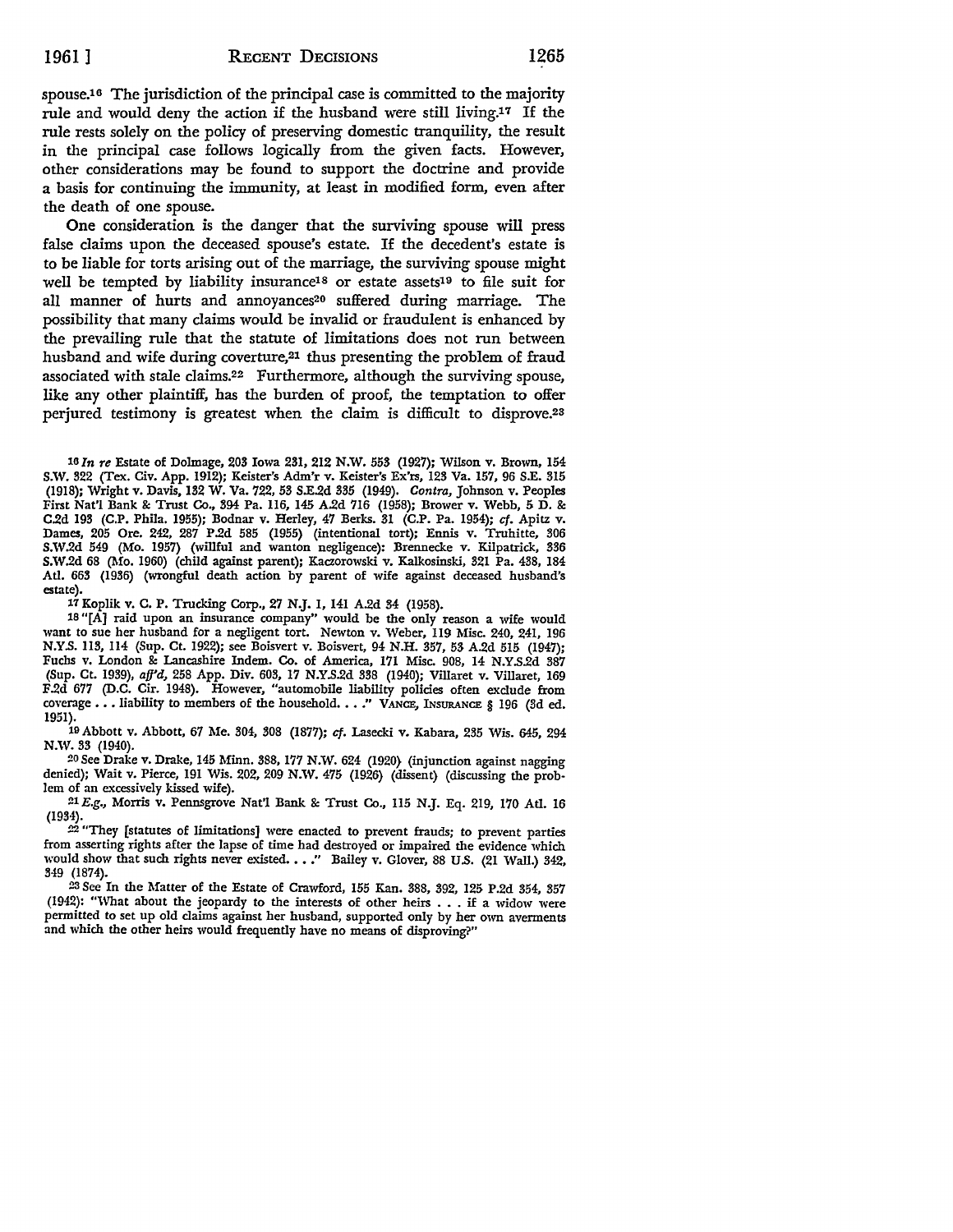spouse.[16] The jurisdiction of the principal case is committed to the majority rule and would deny the action if the husband were still living.[17] If the rule rests solely on the policy of preserving domestic tranquility, the result in the principal case follows logically from the given facts. However, other considerations may be found to support the doctrine and provide a basis for continuing the immunity, at least in modified form, even after the death of one spouse.

One consideration is the danger that the surviving spouse will press false claims upon the deceased spouse's estate. If the decedent's estate is to be liable for torts arising out of the marriage, the surviving spouse might well be tempted by liability insurance[18] or estate assets[19] to file suit for all manner of hurts and annoyances[20] suffered during marriage. The possibility that many claims would be invalid or fraudulent is enhanced by the prevailing rule that the statute of limitations does not run between husband and wife during coverture,[21] thus presenting the problem of fraud associated with stale claims.[22] Furthermore, although the surviving spouse, like any other plaintiff, has the burden of proof, the temptation to offer perjured testimony is greatest when the claim is difficult to disprove.[23]

---

[16] *In re* Estate of Dolmage, 203 Iowa 231, 212 N.W. 553 (1927); Wilson v. Brown, 154 S.W. 322 (Tex. Civ. App. 1912); Keister's Adm'r v. Keister's Ex'rs, 123 Va. 157, 96 S.E. 315 (1918); Wright v. Davis, 132 W. Va. 722, 53 S.E.2d 335 (1949). *Contra*, Johnson v. Peoples First Nat'l Bank & Trust Co., 394 Pa. 116, 145 A.2d 716 (1958); Brower v. Webb, 5 D. & C.2d 193 (C.P. Phila. 1955); Bodnar v. Herley, 47 Berks. 31 (C.P. Pa. 1954); *cf.* Apitz v. Dames, 205 Ore. 242, 287 P.2d 585 (1955) (intentional tort); Ennis v. Truhitte, 306 S.W.2d 549 (Mo. 1957) (willful and wanton negligence): Brennecke v. Kilpatrick, 336 S.W.2d 68 (Mo. 1960) (child against parent); Kaczorowski v. Kalkosinski, 321 Pa. 438, 184 Atl. 663 (1936) (wrongful death action by parent of wife against deceased husband's estate).

[17] Koplik v. C. P. Trucking Corp., 27 N.J. 1, 141 A.2d 34 (1958).

[18] "[A] raid upon an insurance company" would be the only reason a wife would want to sue her husband for a negligent tort. Newton v. Weber, 119 Misc. 240, 241, 196 N.Y.S. 113, 114 (Sup. Ct. 1922); see Boisvert v. Boisvert, 94 N.H. 357, 53 A.2d 515 (1947); Fuchs v. London & Lancashire Indem. Co. of America, 171 Misc. 908, 14 N.Y.S.2d 387 (Sup. Ct. 1939), *aff'd*, 258 App. Div. 603, 17 N.Y.S.2d 338 (1940); Villaret v. Villaret, 169 F.2d 677 (D.C. Cir. 1948). However, "automobile liability policies often exclude from coverage . . . liability to members of the household. . . ." VANCE, INSURANCE § 196 (3d ed. 1951).

[19] Abbott v. Abbott, 67 Me. 304, 308 (1877); *cf.* Lasecki v. Kabara, 235 Wis. 645, 294 N.W. 33 (1940).

[20] See Drake v. Drake, 145 Minn. 388, 177 N.W. 624 (1920) (injunction against nagging denied); Wait v. Pierce, 191 Wis. 202, 209 N.W. 475 (1926) (dissent) (discussing the problem of an excessively kissed wife).

[21] *E.g.*, Morris v. Pennsgrove Nat'l Bank & Trust Co., 115 N.J. Eq. 219, 170 Atl. 16 (1934).

[22] "They [statutes of limitations] were enacted to prevent frauds; to prevent parties from asserting rights after the lapse of time had destroyed or impaired the evidence which would show that such rights never existed. . . ." Bailey v. Glover, 88 U.S. (21 Wall.) 342, 349 (1874).

[23] See In the Matter of the Estate of Crawford, 155 Kan. 388, 392, 125 P.2d 354, 357 (1942): "What about the jeopardy to the interests of other heirs . . . if a widow were permitted to set up old claims against her husband, supported only by her own averments and which the other heirs would frequently have no means of disproving?"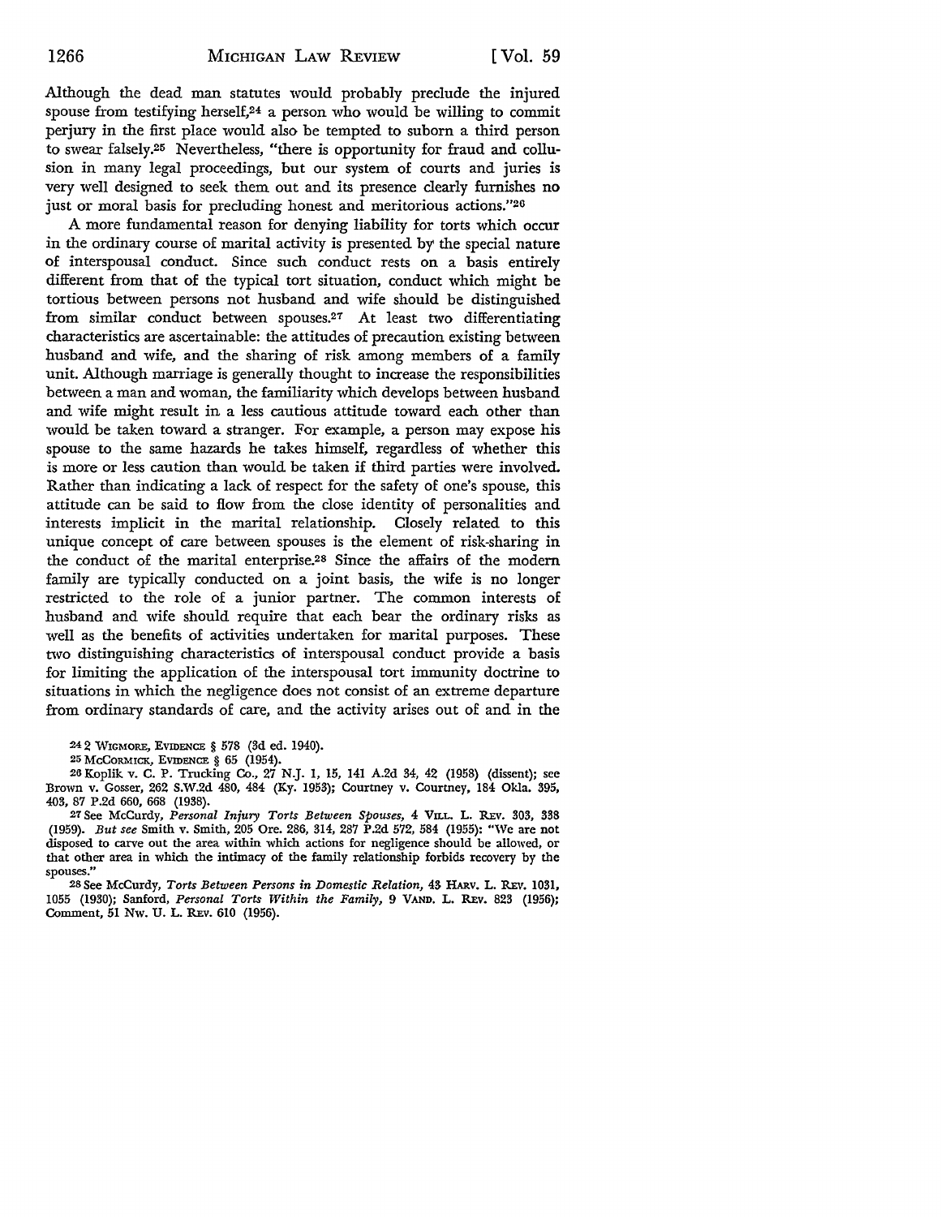Although the dead man statutes would probably preclude the injured spouse from testifying herself,[24] a person who would be willing to commit perjury in the first place would also be tempted to suborn a third person to swear falsely.[25] Nevertheless, "there is opportunity for fraud and collusion in many legal proceedings, but our system of courts and juries is very well designed to seek them out and its presence clearly furnishes no just or moral basis for precluding honest and meritorious actions."[26]

A more fundamental reason for denying liability for torts which occur in the ordinary course of marital activity is presented by the special nature of interspousal conduct. Since such conduct rests on a basis entirely different from that of the typical tort situation, conduct which might be tortious between persons not husband and wife should be distinguished from similar conduct between spouses.[27] At least two differentiating characteristics are ascertainable: the attitudes of precaution existing between husband and wife, and the sharing of risk among members of a family unit. Although marriage is generally thought to increase the responsibilities between a man and woman, the familiarity which develops between husband and wife might result in a less cautious attitude toward each other than would be taken toward a stranger. For example, a person may expose his spouse to the same hazards he takes himself, regardless of whether this is more or less caution than would be taken if third parties were involved. Rather than indicating a lack of respect for the safety of one's spouse, this attitude can be said to flow from the close identity of personalities and interests implicit in the marital relationship. Closely related to this unique concept of care between spouses is the element of risk-sharing in the conduct of the marital enterprise.[28] Since the affairs of the modern family are typically conducted on a joint basis, the wife is no longer restricted to the role of a junior partner. The common interests of husband and wife should require that each bear the ordinary risks as well as the benefits of activities undertaken for marital purposes. These two distinguishing characteristics of interspousal conduct provide a basis for limiting the application of the interspousal tort immunity doctrine to situations in which the negligence does not consist of an extreme departure from ordinary standards of care, and the activity arises out of and in the

[24] 2 WIGMORE, EVIDENCE § 578 (3d ed. 1940).

[25] MCCORMICK, EVIDENCE § 65 (1954).

[26] Koplik v. C. P. Trucking Co., 27 N.J. 1, 15, 141 A.2d 34, 42 (1958) (dissent); see Brown v. Gosser, 262 S.W.2d 480, 484 (Ky. 1953); Courtney v. Courtney, 184 Okla. 395, 403, 87 P.2d 660, 668 (1938).

[27] See McCurdy, *Personal Injury Torts Between Spouses*, 4 VILL. L. REV. 303, 338 (1959). *But see* Smith v. Smith, 205 Ore. 286, 314, 287 P.2d 572, 584 (1955): "We are not disposed to carve out the area within which actions for negligence should be allowed, or that other area in which the intimacy of the family relationship forbids recovery by the spouses."

[28] See McCurdy, *Torts Between Persons in Domestic Relation*, 43 HARV. L. REV. 1031, 1055 (1930); Sanford, *Personal Torts Within the Family*, 9 VAND. L. REV. 823 (1956); Comment, 51 NW. U. L. REV. 610 (1956).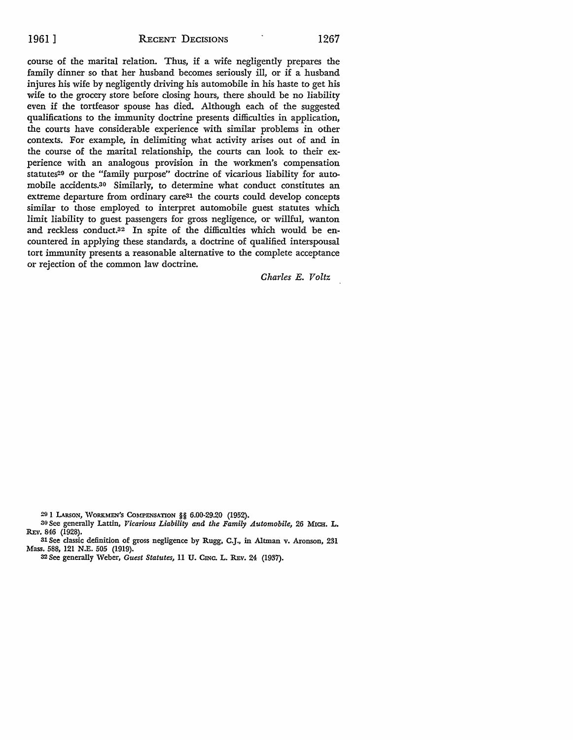course of the marital relation. Thus, if a wife negligently prepares the family dinner so that her husband becomes seriously ill, or if a husband injures his wife by negligently driving his automobile in his haste to get his wife to the grocery store before closing hours, there should be no liability even if the tortfeasor spouse has died. Although each of the suggested qualifications to the immunity doctrine presents difficulties in application, the courts have considerable experience with similar problems in other contexts. For example, in delimiting what activity arises out of and in the course of the marital relationship, the courts can look to their experience with an analogous provision in the workmen's compensation statutes[29] or the "family purpose" doctrine of vicarious liability for automobile accidents.[30] Similarly, to determine what conduct constitutes an extreme departure from ordinary care[31] the courts could develop concepts similar to those employed to interpret automobile guest statutes which limit liability to guest passengers for gross negligence, or willful, wanton and reckless conduct.[32] In spite of the difficulties which would be encountered in applying these standards, a doctrine of qualified interspousal tort immunity presents a reasonable alternative to the complete acceptance or rejection of the common law doctrine.

*Charles E. Voltz*

---

[29] 1 LARSON, WORKMEN'S COMPENSATION §§ 6.00-29.20 (1952).

[30] See generally Lattin, *Vicarious Liability and the Family Automobile,* 26 MICH. L. REV. 846 (1928).

[31] See classic definition of gross negligence by Rugg, C.J., in Altman v. Aronson, 231 Mass. 588, 121 N.E. 505 (1919).

[32] See generally Weber, *Guest Statutes,* 11 U. CINC. L. REV. 24 (1937).